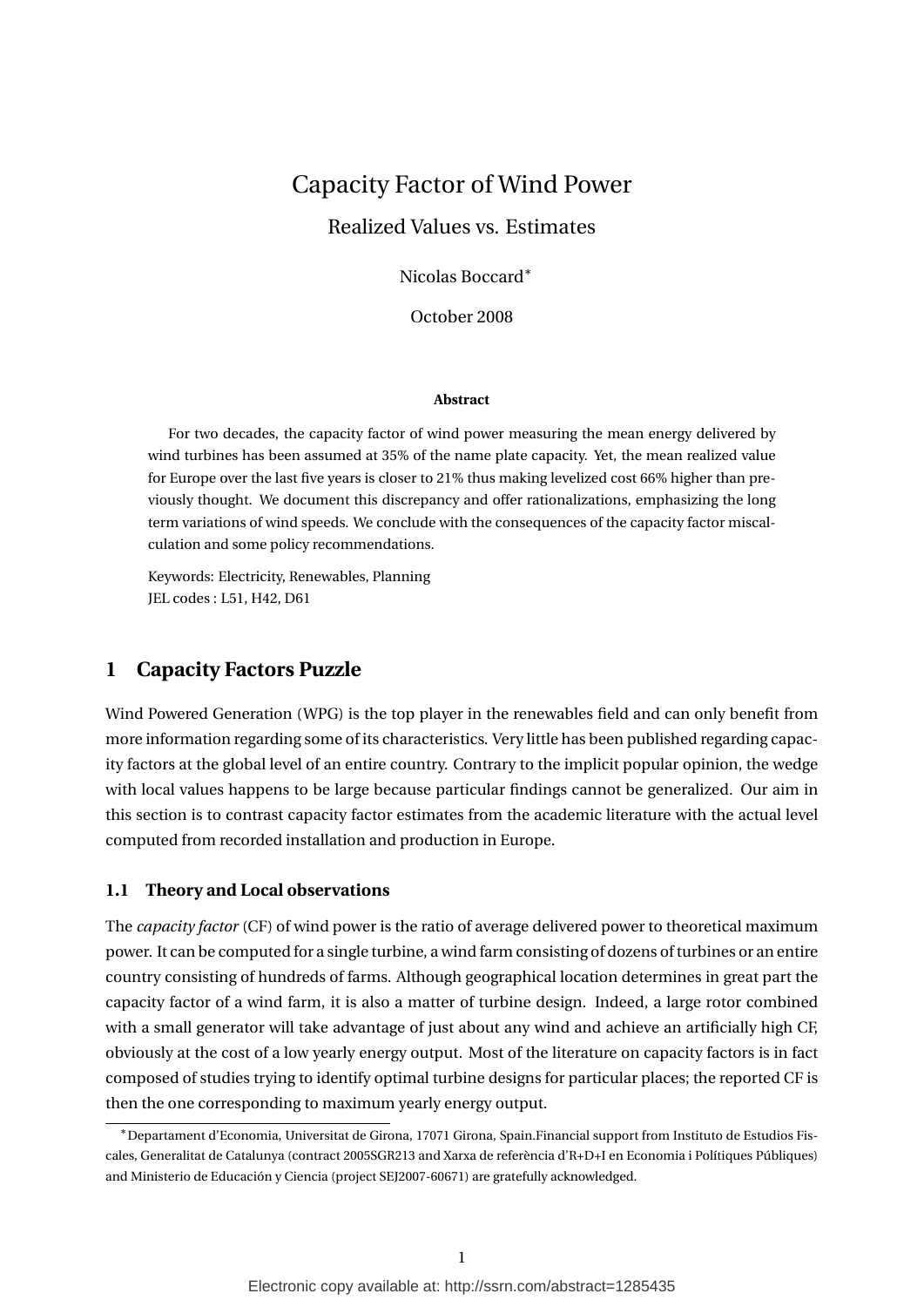# Capacity Factor of Wind Power

## Realized Values vs. Estimates

Nicolas Boccard*

October 2008

**Abstract**

For two decades, the capacity factor of wind power measuring the mean energy delivered by wind turbines has been assumed at 35% of the name plate capacity. Yet, the mean realized value for Europe over the last five years is closer to 21% thus making levelized cost 66% higher than previously thought. We document this discrepancy and offer rationalizations, emphasizing the long term variations of wind speeds. We conclude with the consequences of the capacity factor miscalculation and some policy recommendations.

Keywords: Electricity, Renewables, Planning
JEL codes : L51, H42, D61

## 1 Capacity Factors Puzzle

Wind Powered Generation (WPG) is the top player in the renewables field and can only benefit from more information regarding some of its characteristics. Very little has been published regarding capacity factors at the global level of an entire country. Contrary to the implicit popular opinion, the wedge with local values happens to be large because particular findings cannot be generalized. Our aim in this section is to contrast capacity factor estimates from the academic literature with the actual level computed from recorded installation and production in Europe.

### 1.1 Theory and Local observations

The *capacity factor* (CF) of wind power is the ratio of average delivered power to theoretical maximum power. It can be computed for a single turbine, a wind farm consisting of dozens of turbines or an entire country consisting of hundreds of farms. Although geographical location determines in great part the capacity factor of a wind farm, it is also a matter of turbine design. Indeed, a large rotor combined with a small generator will take advantage of just about any wind and achieve an artificially high CF, obviously at the cost of a low yearly energy output. Most of the literature on capacity factors is in fact composed of studies trying to identify optimal turbine designs for particular places; the reported CF is then the one corresponding to maximum yearly energy output.

---

*Departament d'Economia, Universitat de Girona, 17071 Girona, Spain.Financial support from Instituto de Estudios Fiscales, Generalitat de Catalunya (contract 2005SGR213 and Xarxa de referència d'R+D+I en Economia i Polítiques Públiques) and Ministerio de Educación y Ciencia (project SEJ2007-60671) are gratefully acknowledged.

Electronic copy available at: http://ssrn.com/abstract=1285435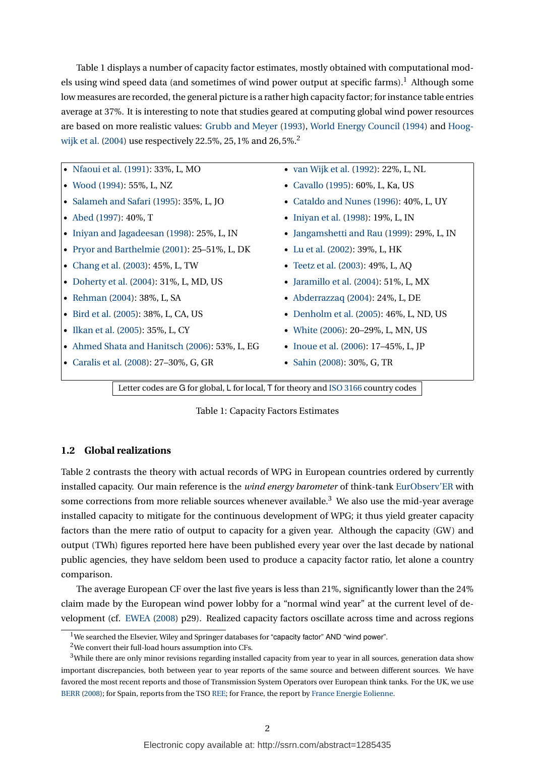Table 1 displays a number of capacity factor estimates, mostly obtained with computational models using wind speed data (and sometimes of wind power output at specific farms).[1] Although some low measures are recorded, the general picture is a rather high capacity factor; for instance table entries average at 37%. It is interesting to note that studies geared at computing global wind power resources are based on more realistic values: Grubb and Meyer (1993), World Energy Council (1994) and Hoogwijk et al. (2004) use respectively 22.5%, 25, 1% and 26, 5%.[2]

- Nfaoui et al. (1991): 33%, L, MO
- Wood (1994): 55%, L, NZ
- Salameh and Safari (1995): 35%, L, JO
- Abed (1997): 40%, T
- Iniyan and Jagadeesan (1998): 25%, L, IN
- Pryor and Barthelmie (2001): 25–51%, L, DK
- Chang et al. (2003): 45%, L, TW
- Doherty et al. (2004): 31%, L, MD, US
- Rehman (2004): 38%, L, SA
- Bird et al. (2005): 38%, L, CA, US
- Ilkan et al. (2005): 35%, L, CY
- Ahmed Shata and Hanitsch (2006): 53%, L, EG
- Caralis et al. (2008): 27–30%, G, GR
- van Wijk et al. (1992): 22%, L, NL
- Cavallo (1995): 60%, L, Ka, US
- Cataldo and Nunes (1996): 40%, L, UY
- Iniyan et al. (1998): 19%, L, IN
- Jangamshetti and Rau (1999): 29%, L, IN
- Lu et al. (2002): 39%, L, HK
- Teetz et al. (2003): 49%, L, AQ
- Jaramillo et al. (2004): 51%, L, MX
- Abderrazzaq (2004): 24%, L, DE
- Denholm et al. (2005): 46%, L, ND, US
- White (2006): 20–29%, L, MN, US
- Inoue et al. (2006): 17–45%, L, JP
- Sahin (2008): 30%, G, TR

Letter codes are G for global, L for local, T for theory and ISO 3166 country codes

Table 1: Capacity Factors Estimates

### 1.2 Global realizations

Table 2 contrasts the theory with actual records of WPG in European countries ordered by currently installed capacity. Our main reference is the *wind energy barometer* of think-tank EurObserv'ER with some corrections from more reliable sources whenever available.[3] We also use the mid-year average installed capacity to mitigate for the continuous development of WPG; it thus yield greater capacity factors than the mere ratio of output to capacity for a given year. Although the capacity (GW) and output (TWh) figures reported here have been published every year over the last decade by national public agencies, they have seldom been used to produce a capacity factor ratio, let alone a country comparison.

The average European CF over the last five years is less than 21%, significantly lower than the 24% claim made by the European wind power lobby for a "normal wind year" at the current level of development (cf. EWEA (2008) p29). Realized capacity factors oscillate across time and across regions

[1] We searched the Elsevier, Wiley and Springer databases for "capacity factor" AND "wind power".

[2] We convert their full-load hours assumption into CFs.

[3] While there are only minor revisions regarding installed capacity from year to year in all sources, generation data show important discrepancies, both between year to year reports of the same source and between different sources. We have favored the most recent reports and those of Transmission System Operators over European think tanks. For the UK, we use BERR (2008); for Spain, reports from the TSO REE; for France, the report by France Energie Eolienne.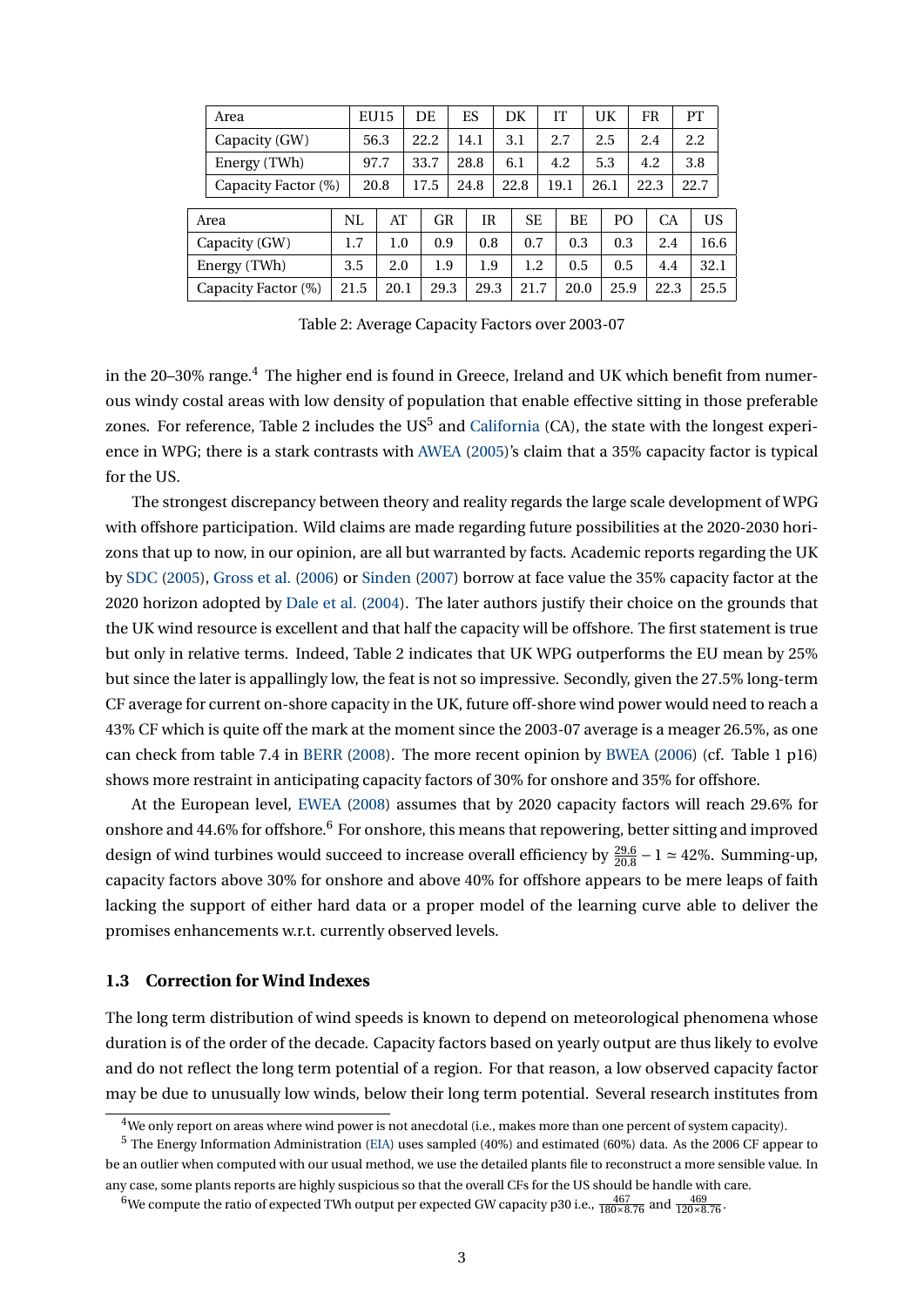| Area | EU15 | DE | ES | DK | IT | UK | FR | PT |
|---|---|---|---|---|---|---|---|---|
| Capacity (GW) | 56.3 | 22.2 | 14.1 | 3.1 | 2.7 | 2.5 | 2.4 | 2.2 |
| Energy (TWh) | 97.7 | 33.7 | 28.8 | 6.1 | 4.2 | 5.3 | 4.2 | 3.8 |
| Capacity Factor (%) | 20.8 | 17.5 | 24.8 | 22.8 | 19.1 | 26.1 | 22.3 | 22.7 |

| Area | NL | AT | GR | IR | SE | BE | PO | CA | US |
|---|---|---|---|---|---|---|---|---|---|
| Capacity (GW) | 1.7 | 1.0 | 0.9 | 0.8 | 0.7 | 0.3 | 0.3 | 2.4 | 16.6 |
| Energy (TWh) | 3.5 | 2.0 | 1.9 | 1.9 | 1.2 | 0.5 | 0.5 | 4.4 | 32.1 |
| Capacity Factor (%) | 21.5 | 20.1 | 29.3 | 29.3 | 21.7 | 20.0 | 25.9 | 22.3 | 25.5 |

Table 2: Average Capacity Factors over 2003-07

in the 20–30% range.[4] The higher end is found in Greece, Ireland and UK which benefit from numerous windy costal areas with low density of population that enable effective sitting in those preferable zones. For reference, Table 2 includes the US[5] and California (CA), the state with the longest experience in WPG; there is a stark contrasts with AWEA (2005)'s claim that a 35% capacity factor is typical for the US.

The strongest discrepancy between theory and reality regards the large scale development of WPG with offshore participation. Wild claims are made regarding future possibilities at the 2020-2030 horizons that up to now, in our opinion, are all but warranted by facts. Academic reports regarding the UK by SDC (2005), Gross et al. (2006) or Sinden (2007) borrow at face value the 35% capacity factor at the 2020 horizon adopted by Dale et al. (2004). The later authors justify their choice on the grounds that the UK wind resource is excellent and that half the capacity will be offshore. The first statement is true but only in relative terms. Indeed, Table 2 indicates that UK WPG outperforms the EU mean by 25% but since the later is appallingly low, the feat is not so impressive. Secondly, given the 27.5% long-term CF average for current on-shore capacity in the UK, future off-shore wind power would need to reach a 43% CF which is quite off the mark at the moment since the 2003-07 average is a meager 26.5%, as one can check from table 7.4 in BERR (2008). The more recent opinion by BWEA (2006) (cf. Table 1 p16) shows more restraint in anticipating capacity factors of 30% for onshore and 35% for offshore.

At the European level, EWEA (2008) assumes that by 2020 capacity factors will reach 29.6% for onshore and 44.6% for offshore.[6] For onshore, this means that repowering, better sitting and improved design of wind turbines would succeed to increase overall efficiency by $\frac{29.6}{20.8} - 1 \simeq 42\%$. Summing-up, capacity factors above 30% for onshore and above 40% for offshore appears to be mere leaps of faith lacking the support of either hard data or a proper model of the learning curve able to deliver the promises enhancements w.r.t. currently observed levels.

### 1.3 Correction for Wind Indexes

The long term distribution of wind speeds is known to depend on meteorological phenomena whose duration is of the order of the decade. Capacity factors based on yearly output are thus likely to evolve and do not reflect the long term potential of a region. For that reason, a low observed capacity factor may be due to unusually low winds, below their long term potential. Several research institutes from

[4] We only report on areas where wind power is not anecdotal (i.e., makes more than one percent of system capacity).

[5] The Energy Information Administration (EIA) uses sampled (40%) and estimated (60%) data. As the 2006 CF appear to be an outlier when computed with our usual method, we use the detailed plants file to reconstruct a more sensible value. In any case, some plants reports are highly suspicious so that the overall CFs for the US should be handle with care.

[6] We compute the ratio of expected TWh output per expected GW capacity p30 i.e., $\frac{467}{180\times 8.76}$ and $\frac{469}{120\times 8.76}$.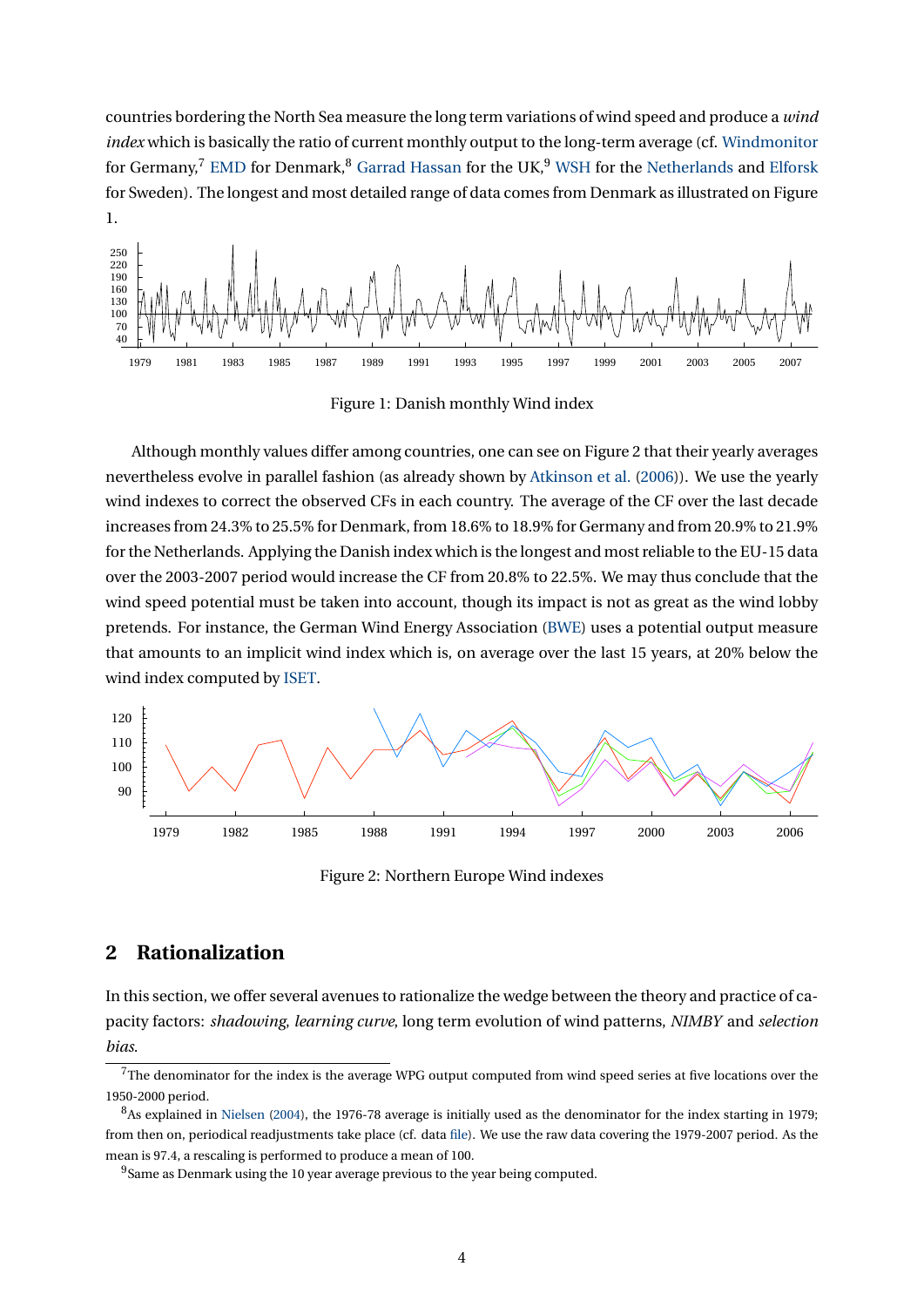countries bordering the North Sea measure the long term variations of wind speed and produce a *wind index* which is basically the ratio of current monthly output to the long-term average (cf. Windmonitor for Germany,[7] EMD for Denmark,[8] Garrad Hassan for the UK,[9] WSH for the Netherlands and Elforsk for Sweden). The longest and most detailed range of data comes from Denmark as illustrated on Figure 1.

Figure 1: Danish monthly Wind index

Although monthly values differ among countries, one can see on Figure 2 that their yearly averages nevertheless evolve in parallel fashion (as already shown by Atkinson et al. (2006)). We use the yearly wind indexes to correct the observed CFs in each country. The average of the CF over the last decade increases from 24.3% to 25.5% for Denmark, from 18.6% to 18.9% for Germany and from 20.9% to 21.9% for the Netherlands. Applying the Danish index which is the longest and most reliable to the EU-15 data over the 2003-2007 period would increase the CF from 20.8% to 22.5%. We may thus conclude that the wind speed potential must be taken into account, though its impact is not as great as the wind lobby pretends. For instance, the German Wind Energy Association (BWE) uses a potential output measure that amounts to an implicit wind index which is, on average over the last 15 years, at 20% below the wind index computed by ISET.

Figure 2: Northern Europe Wind indexes

## 2 Rationalization

In this section, we offer several avenues to rationalize the wedge between the theory and practice of capacity factors: *shadowing*, *learning curve*, long term evolution of wind patterns, *NIMBY* and *selection bias*.

[7] The denominator for the index is the average WPG output computed from wind speed series at five locations over the 1950-2000 period.

[8] As explained in Nielsen (2004), the 1976-78 average is initially used as the denominator for the index starting in 1979; from then on, periodical readjustments take place (cf. data file). We use the raw data covering the 1979-2007 period. As the mean is 97.4, a rescaling is performed to produce a mean of 100.

[9] Same as Denmark using the 10 year average previous to the year being computed.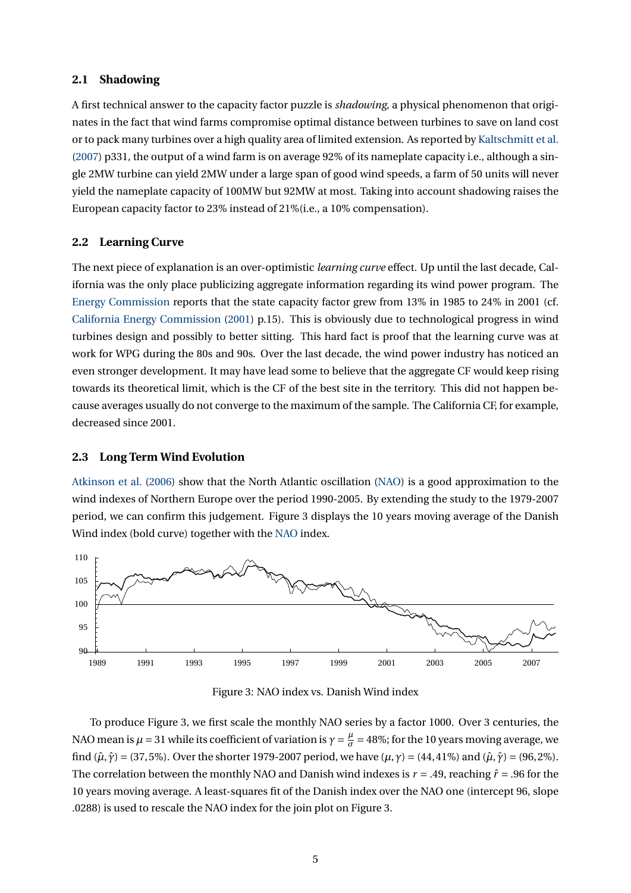### 2.1 Shadowing

A first technical answer to the capacity factor puzzle is *shadowing*, a physical phenomenon that originates in the fact that wind farms compromise optimal distance between turbines to save on land cost or to pack many turbines over a high quality area of limited extension. As reported by Kaltschmitt et al. (2007) p331, the output of a wind farm is on average 92% of its nameplate capacity i.e., although a single 2MW turbine can yield 2MW under a large span of good wind speeds, a farm of 50 units will never yield the nameplate capacity of 100MW but 92MW at most. Taking into account shadowing raises the European capacity factor to 23% instead of 21%(i.e., a 10% compensation).

### 2.2 Learning Curve

The next piece of explanation is an over-optimistic *learning curve* effect. Up until the last decade, California was the only place publicizing aggregate information regarding its wind power program. The Energy Commission reports that the state capacity factor grew from 13% in 1985 to 24% in 2001 (cf. California Energy Commission (2001) p.15). This is obviously due to technological progress in wind turbines design and possibly to better sitting. This hard fact is proof that the learning curve was at work for WPG during the 80s and 90s. Over the last decade, the wind power industry has noticed an even stronger development. It may have lead some to believe that the aggregate CF would keep rising towards its theoretical limit, which is the CF of the best site in the territory. This did not happen because averages usually do not converge to the maximum of the sample. The California CF, for example, decreased since 2001.

### 2.3 Long Term Wind Evolution

Atkinson et al. (2006) show that the North Atlantic oscillation (NAO) is a good approximation to the wind indexes of Northern Europe over the period 1990-2005. By extending the study to the 1979-2007 period, we can confirm this judgement. Figure 3 displays the 10 years moving average of the Danish Wind index (bold curve) together with the NAO index.

Figure 3: NAO index vs. Danish Wind index

To produce Figure 3, we first scale the monthly NAO series by a factor 1000. Over 3 centuries, the NAO mean is $\mu = 31$ while its coefficient of variation is $\gamma = \frac{\mu}{\sigma} = 48\%$; for the 10 years moving average, we find $(\hat{\mu}, \hat{\gamma}) = (37, 5\%)$. Over the shorter 1979-2007 period, we have $(\mu, \gamma) = (44, 41\%)$ and $(\hat{\mu}, \hat{\gamma}) = (96, 2\%)$. The correlation between the monthly NAO and Danish wind indexes is $r = .49$, reaching $\hat{r} = .96$ for the 10 years moving average. A least-squares fit of the Danish index over the NAO one (intercept 96, slope .0288) is used to rescale the NAO index for the join plot on Figure 3.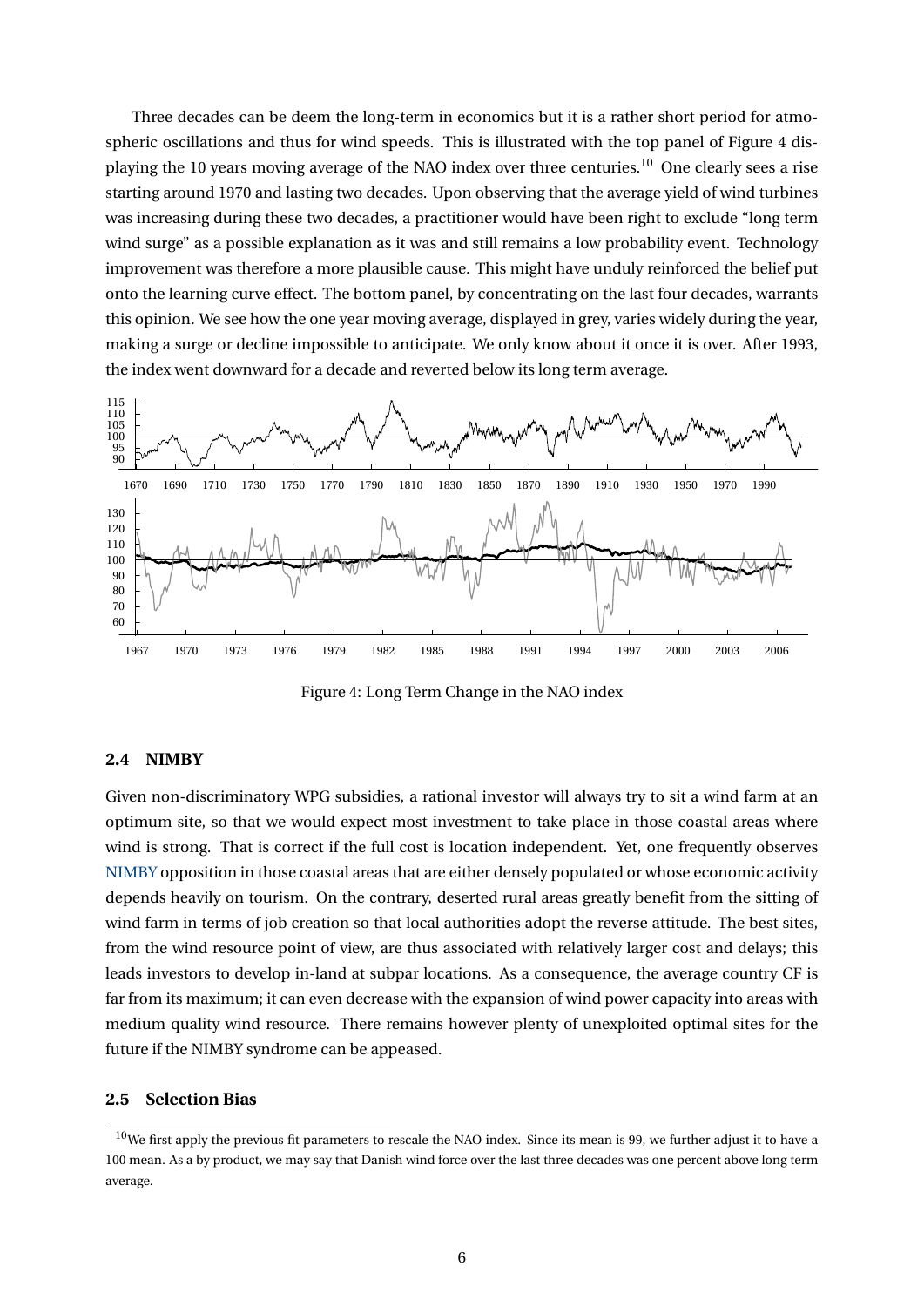Three decades can be deem the long-term in economics but it is a rather short period for atmospheric oscillations and thus for wind speeds. This is illustrated with the top panel of Figure 4 displaying the 10 years moving average of the NAO index over three centuries.[10] One clearly sees a rise starting around 1970 and lasting two decades. Upon observing that the average yield of wind turbines was increasing during these two decades, a practitioner would have been right to exclude "long term wind surge" as a possible explanation as it was and still remains a low probability event. Technology improvement was therefore a more plausible cause. This might have unduly reinforced the belief put onto the learning curve effect. The bottom panel, by concentrating on the last four decades, warrants this opinion. We see how the one year moving average, displayed in grey, varies widely during the year, making a surge or decline impossible to anticipate. We only know about it once it is over. After 1993, the index went downward for a decade and reverted below its long term average.

Figure 4: Long Term Change in the NAO index

### 2.4 NIMBY

Given non-discriminatory WPG subsidies, a rational investor will always try to sit a wind farm at an optimum site, so that we would expect most investment to take place in those coastal areas where wind is strong. That is correct if the full cost is location independent. Yet, one frequently observes NIMBY opposition in those coastal areas that are either densely populated or whose economic activity depends heavily on tourism. On the contrary, deserted rural areas greatly benefit from the sitting of wind farm in terms of job creation so that local authorities adopt the reverse attitude. The best sites, from the wind resource point of view, are thus associated with relatively larger cost and delays; this leads investors to develop in-land at subpar locations. As a consequence, the average country CF is far from its maximum; it can even decrease with the expansion of wind power capacity into areas with medium quality wind resource. There remains however plenty of unexploited optimal sites for the future if the NIMBY syndrome can be appeased.

### 2.5 Selection Bias

[10] We first apply the previous fit parameters to rescale the NAO index. Since its mean is 99, we further adjust it to have a 100 mean. As a by product, we may say that Danish wind force over the last three decades was one percent above long term average.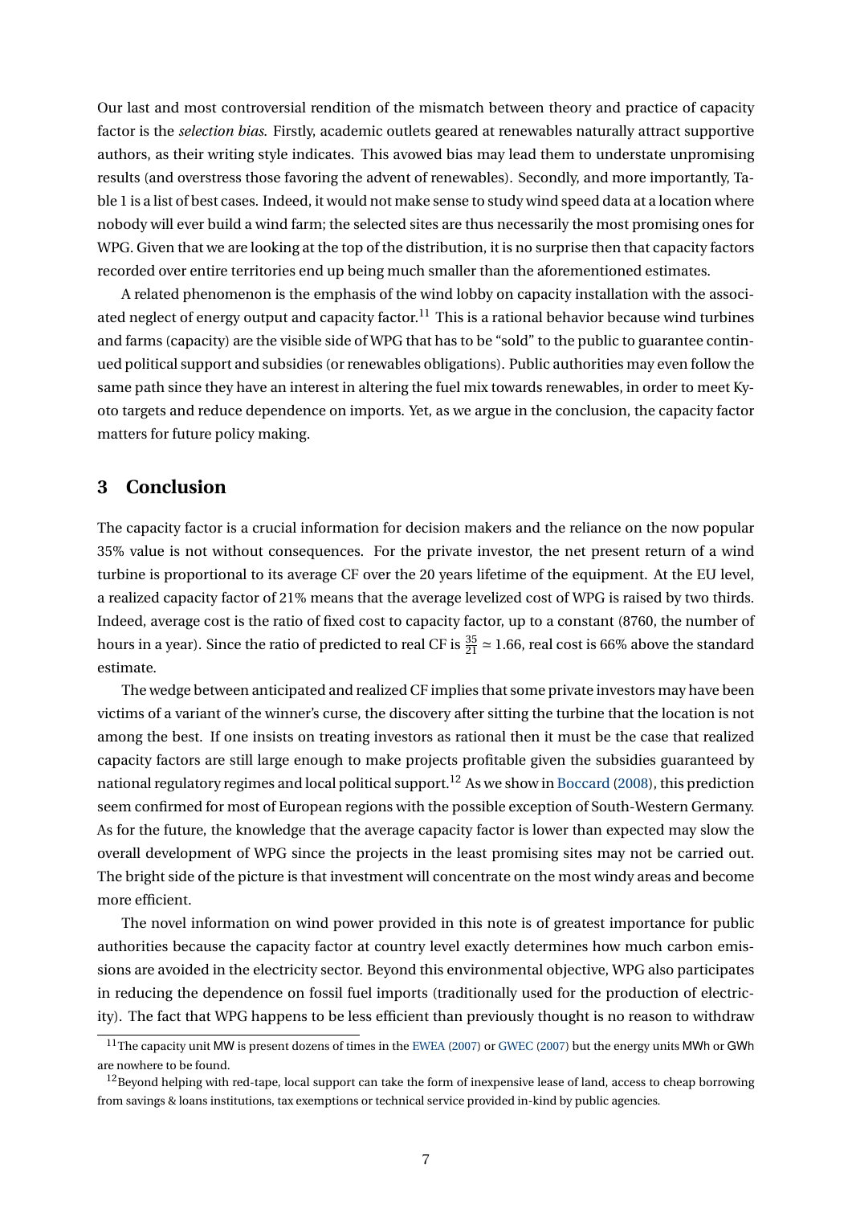Our last and most controversial rendition of the mismatch between theory and practice of capacity factor is the *selection bias*. Firstly, academic outlets geared at renewables naturally attract supportive authors, as their writing style indicates. This avowed bias may lead them to understate unpromising results (and overstress those favoring the advent of renewables). Secondly, and more importantly, Table 1 is a list of best cases. Indeed, it would not make sense to study wind speed data at a location where nobody will ever build a wind farm; the selected sites are thus necessarily the most promising ones for WPG. Given that we are looking at the top of the distribution, it is no surprise then that capacity factors recorded over entire territories end up being much smaller than the aforementioned estimates.

A related phenomenon is the emphasis of the wind lobby on capacity installation with the associated neglect of energy output and capacity factor.[11] This is a rational behavior because wind turbines and farms (capacity) are the visible side of WPG that has to be "sold" to the public to guarantee continued political support and subsidies (or renewables obligations). Public authorities may even follow the same path since they have an interest in altering the fuel mix towards renewables, in order to meet Kyoto targets and reduce dependence on imports. Yet, as we argue in the conclusion, the capacity factor matters for future policy making.

## 3 Conclusion

The capacity factor is a crucial information for decision makers and the reliance on the now popular 35% value is not without consequences. For the private investor, the net present return of a wind turbine is proportional to its average CF over the 20 years lifetime of the equipment. At the EU level, a realized capacity factor of 21% means that the average levelized cost of WPG is raised by two thirds. Indeed, average cost is the ratio of fixed cost to capacity factor, up to a constant (8760, the number of hours in a year). Since the ratio of predicted to real CF is $\frac{35}{21} \simeq 1.66$, real cost is 66% above the standard estimate.

The wedge between anticipated and realized CF implies that some private investors may have been victims of a variant of the winner's curse, the discovery after sitting the turbine that the location is not among the best. If one insists on treating investors as rational then it must be the case that realized capacity factors are still large enough to make projects profitable given the subsidies guaranteed by national regulatory regimes and local political support.[12] As we show in Boccard (2008), this prediction seem confirmed for most of European regions with the possible exception of South-Western Germany. As for the future, the knowledge that the average capacity factor is lower than expected may slow the overall development of WPG since the projects in the least promising sites may not be carried out. The bright side of the picture is that investment will concentrate on the most windy areas and become more efficient.

The novel information on wind power provided in this note is of greatest importance for public authorities because the capacity factor at country level exactly determines how much carbon emissions are avoided in the electricity sector. Beyond this environmental objective, WPG also participates in reducing the dependence on fossil fuel imports (traditionally used for the production of electricity). The fact that WPG happens to be less efficient than previously thought is no reason to withdraw

---

[11] The capacity unit MW is present dozens of times in the EWEA (2007) or GWEC (2007) but the energy units MWh or GWh are nowhere to be found.

[12] Beyond helping with red-tape, local support can take the form of inexpensive lease of land, access to cheap borrowing from savings & loans institutions, tax exemptions or technical service provided in-kind by public agencies.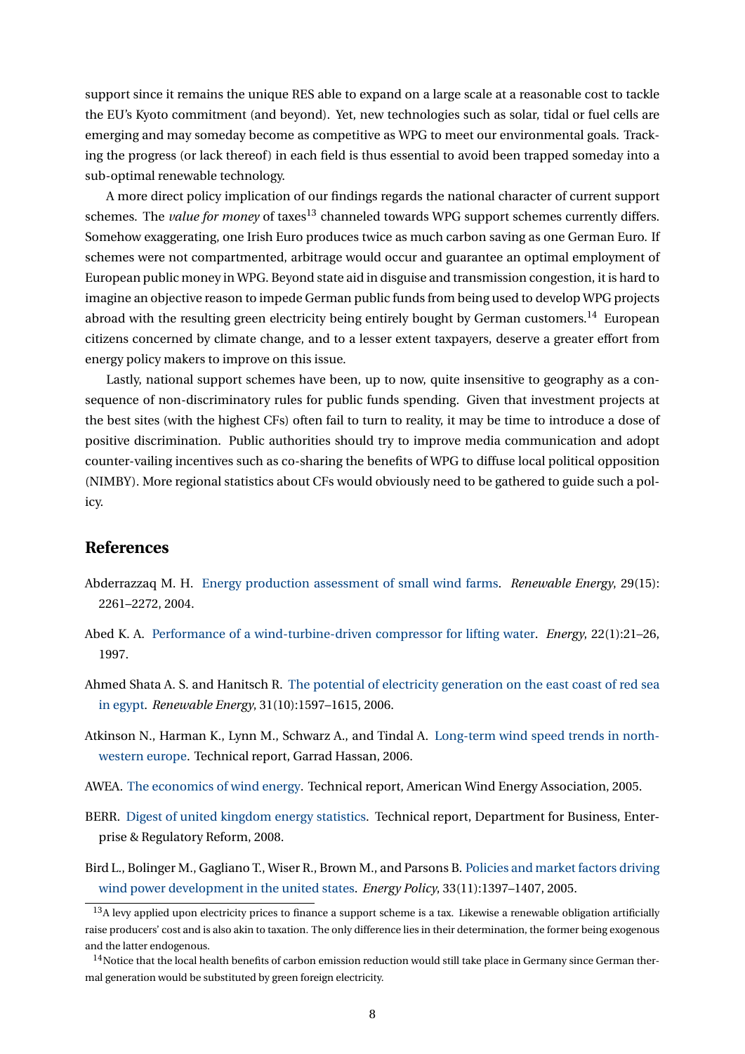support since it remains the unique RES able to expand on a large scale at a reasonable cost to tackle the EU's Kyoto commitment (and beyond). Yet, new technologies such as solar, tidal or fuel cells are emerging and may someday become as competitive as WPG to meet our environmental goals. Tracking the progress (or lack thereof) in each field is thus essential to avoid been trapped someday into a sub-optimal renewable technology.

A more direct policy implication of our findings regards the national character of current support schemes. The *value for money* of taxes[13] channeled towards WPG support schemes currently differs. Somehow exaggerating, one Irish Euro produces twice as much carbon saving as one German Euro. If schemes were not compartmented, arbitrage would occur and guarantee an optimal employment of European public money in WPG. Beyond state aid in disguise and transmission congestion, it is hard to imagine an objective reason to impede German public funds from being used to develop WPG projects abroad with the resulting green electricity being entirely bought by German customers.[14] European citizens concerned by climate change, and to a lesser extent taxpayers, deserve a greater effort from energy policy makers to improve on this issue.

Lastly, national support schemes have been, up to now, quite insensitive to geography as a consequence of non-discriminatory rules for public funds spending. Given that investment projects at the best sites (with the highest CFs) often fail to turn to reality, it may be time to introduce a dose of positive discrimination. Public authorities should try to improve media communication and adopt counter-vailing incentives such as co-sharing the benefits of WPG to diffuse local political opposition (NIMBY). More regional statistics about CFs would obviously need to be gathered to guide such a policy.

## References

Abderrazzaq M. H. Energy production assessment of small wind farms. *Renewable Energy*, 29(15): 2261–2272, 2004.

Abed K. A. Performance of a wind-turbine-driven compressor for lifting water. *Energy*, 22(1):21–26, 1997.

Ahmed Shata A. S. and Hanitsch R. The potential of electricity generation on the east coast of red sea in egypt. *Renewable Energy*, 31(10):1597–1615, 2006.

Atkinson N., Harman K., Lynn M., Schwarz A., and Tindal A. Long-term wind speed trends in north-western europe. Technical report, Garrad Hassan, 2006.

AWEA. The economics of wind energy. Technical report, American Wind Energy Association, 2005.

BERR. Digest of united kingdom energy statistics. Technical report, Department for Business, Enterprise & Regulatory Reform, 2008.

Bird L., Bolinger M., Gagliano T., Wiser R., Brown M., and Parsons B. Policies and market factors driving wind power development in the united states. *Energy Policy*, 33(11):1397–1407, 2005.

[13] A levy applied upon electricity prices to finance a support scheme is a tax. Likewise a renewable obligation artificially raise producers' cost and is also akin to taxation. The only difference lies in their determination, the former being exogenous and the latter endogenous.

[14] Notice that the local health benefits of carbon emission reduction would still take place in Germany since German thermal generation would be substituted by green foreign electricity.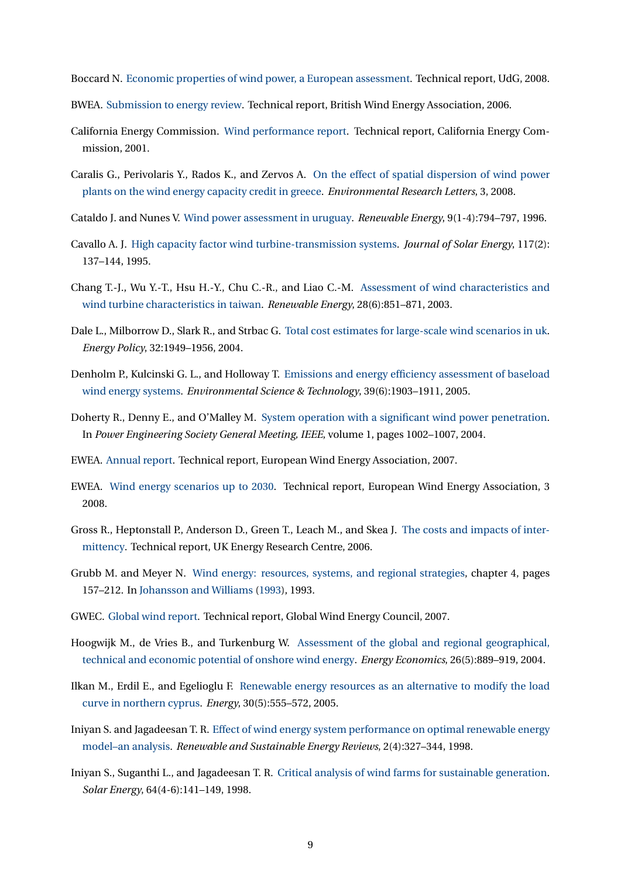Boccard N. Economic properties of wind power, a European assessment. Technical report, UdG, 2008.

BWEA. Submission to energy review. Technical report, British Wind Energy Association, 2006.

California Energy Commission. Wind performance report. Technical report, California Energy Commission, 2001.

Caralis G., Perivolaris Y., Rados K., and Zervos A. On the effect of spatial dispersion of wind power plants on the wind energy capacity credit in greece. *Environmental Research Letters*, 3, 2008.

Cataldo J. and Nunes V. Wind power assessment in uruguay. *Renewable Energy*, 9(1-4):794–797, 1996.

Cavallo A. J. High capacity factor wind turbine-transmission systems. *Journal of Solar Energy*, 117(2): 137–144, 1995.

Chang T.-J., Wu Y.-T., Hsu H.-Y., Chu C.-R., and Liao C.-M. Assessment of wind characteristics and wind turbine characteristics in taiwan. *Renewable Energy*, 28(6):851–871, 2003.

Dale L., Milborrow D., Slark R., and Strbac G. Total cost estimates for large-scale wind scenarios in uk. *Energy Policy*, 32:1949–1956, 2004.

Denholm P., Kulcinski G. L., and Holloway T. Emissions and energy efficiency assessment of baseload wind energy systems. *Environmental Science & Technology*, 39(6):1903–1911, 2005.

Doherty R., Denny E., and O'Malley M. System operation with a significant wind power penetration. In *Power Engineering Society General Meeting, IEEE*, volume 1, pages 1002–1007, 2004.

EWEA. Annual report. Technical report, European Wind Energy Association, 2007.

EWEA. Wind energy scenarios up to 2030. Technical report, European Wind Energy Association, 3 2008.

Gross R., Heptonstall P., Anderson D., Green T., Leach M., and Skea J. The costs and impacts of intermittency. Technical report, UK Energy Research Centre, 2006.

Grubb M. and Meyer N. Wind energy: resources, systems, and regional strategies, chapter 4, pages 157–212. In Johansson and Williams (1993), 1993.

GWEC. Global wind report. Technical report, Global Wind Energy Council, 2007.

Hoogwijk M., de Vries B., and Turkenburg W. Assessment of the global and regional geographical, technical and economic potential of onshore wind energy. *Energy Economics*, 26(5):889–919, 2004.

Ilkan M., Erdil E., and Egelioglu F. Renewable energy resources as an alternative to modify the load curve in northern cyprus. *Energy*, 30(5):555–572, 2005.

Iniyan S. and Jagadeesan T. R. Effect of wind energy system performance on optimal renewable energy model–an analysis. *Renewable and Sustainable Energy Reviews*, 2(4):327–344, 1998.

Iniyan S., Suganthi L., and Jagadeesan T. R. Critical analysis of wind farms for sustainable generation. *Solar Energy*, 64(4-6):141–149, 1998.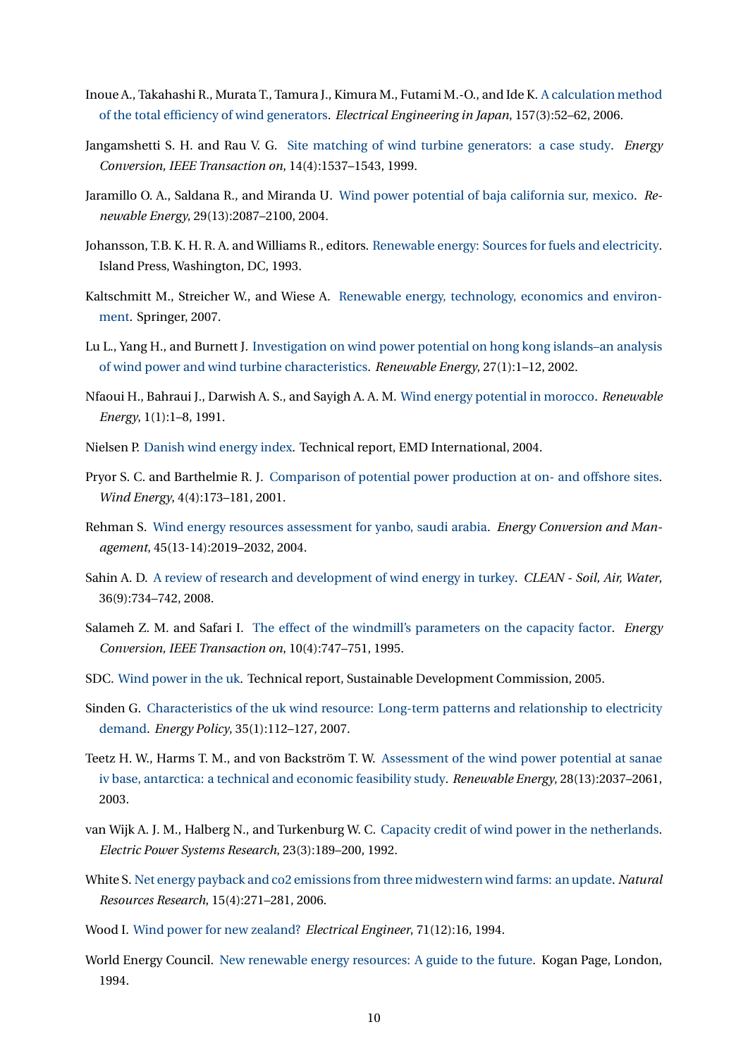Inoue A., Takahashi R., Murata T., Tamura J., Kimura M., Futami M.-O., and Ide K. A calculation method of the total efficiency of wind generators. *Electrical Engineering in Japan*, 157(3):52–62, 2006.

Jangamshetti S. H. and Rau V. G. Site matching of wind turbine generators: a case study. *Energy Conversion, IEEE Transaction on*, 14(4):1537–1543, 1999.

Jaramillo O. A., Saldana R., and Miranda U. Wind power potential of baja california sur, mexico. *Renewable Energy*, 29(13):2087–2100, 2004.

Johansson, T.B. K. H. R. A. and Williams R., editors. Renewable energy: Sources for fuels and electricity. Island Press, Washington, DC, 1993.

Kaltschmitt M., Streicher W., and Wiese A. Renewable energy, technology, economics and environment. Springer, 2007.

Lu L., Yang H., and Burnett J. Investigation on wind power potential on hong kong islands–an analysis of wind power and wind turbine characteristics. *Renewable Energy*, 27(1):1–12, 2002.

Nfaoui H., Bahraui J., Darwish A. S., and Sayigh A. A. M. Wind energy potential in morocco. *Renewable Energy*, 1(1):1–8, 1991.

Nielsen P. Danish wind energy index. Technical report, EMD International, 2004.

Pryor S. C. and Barthelmie R. J. Comparison of potential power production at on- and offshore sites. *Wind Energy*, 4(4):173–181, 2001.

Rehman S. Wind energy resources assessment for yanbo, saudi arabia. *Energy Conversion and Management*, 45(13-14):2019–2032, 2004.

Sahin A. D. A review of research and development of wind energy in turkey. *CLEAN - Soil, Air, Water*, 36(9):734–742, 2008.

Salameh Z. M. and Safari I. The effect of the windmill's parameters on the capacity factor. *Energy Conversion, IEEE Transaction on*, 10(4):747–751, 1995.

SDC. Wind power in the uk. Technical report, Sustainable Development Commission, 2005.

Sinden G. Characteristics of the uk wind resource: Long-term patterns and relationship to electricity demand. *Energy Policy*, 35(1):112–127, 2007.

Teetz H. W., Harms T. M., and von Backström T. W. Assessment of the wind power potential at sanae iv base, antarctica: a technical and economic feasibility study. *Renewable Energy*, 28(13):2037–2061, 2003.

van Wijk A. J. M., Halberg N., and Turkenburg W. C. Capacity credit of wind power in the netherlands. *Electric Power Systems Research*, 23(3):189–200, 1992.

White S. Net energy payback and co2 emissions from three midwestern wind farms: an update. *Natural Resources Research*, 15(4):271–281, 2006.

Wood I. Wind power for new zealand? *Electrical Engineer*, 71(12):16, 1994.

World Energy Council. New renewable energy resources: A guide to the future. Kogan Page, London, 1994.